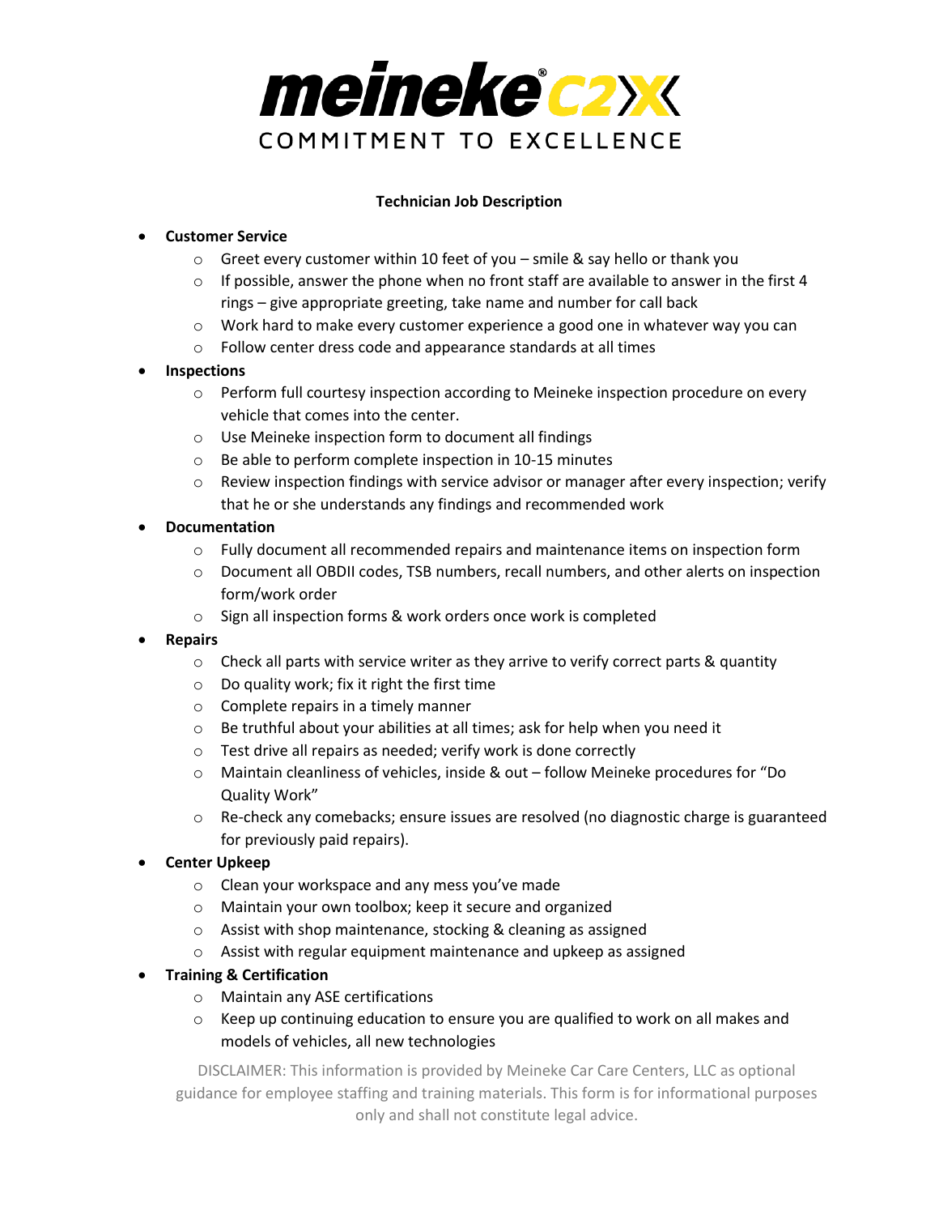# meineke C2X
COMMITMENT TO EXCELLENCE

## Technician Job Description

- **Customer Service**
  - Greet every customer within 10 feet of you – smile & say hello or thank you
  - If possible, answer the phone when no front staff are available to answer in the first 4 rings – give appropriate greeting, take name and number for call back
  - Work hard to make every customer experience a good one in whatever way you can
  - Follow center dress code and appearance standards at all times
- **Inspections**
  - Perform full courtesy inspection according to Meineke inspection procedure on every vehicle that comes into the center.
  - Use Meineke inspection form to document all findings
  - Be able to perform complete inspection in 10-15 minutes
  - Review inspection findings with service advisor or manager after every inspection; verify that he or she understands any findings and recommended work
- **Documentation**
  - Fully document all recommended repairs and maintenance items on inspection form
  - Document all OBDII codes, TSB numbers, recall numbers, and other alerts on inspection form/work order
  - Sign all inspection forms & work orders once work is completed
- **Repairs**
  - Check all parts with service writer as they arrive to verify correct parts & quantity
  - Do quality work; fix it right the first time
  - Complete repairs in a timely manner
  - Be truthful about your abilities at all times; ask for help when you need it
  - Test drive all repairs as needed; verify work is done correctly
  - Maintain cleanliness of vehicles, inside & out – follow Meineke procedures for "Do Quality Work"
  - Re-check any comebacks; ensure issues are resolved (no diagnostic charge is guaranteed for previously paid repairs).
- **Center Upkeep**
  - Clean your workspace and any mess you've made
  - Maintain your own toolbox; keep it secure and organized
  - Assist with shop maintenance, stocking & cleaning as assigned
  - Assist with regular equipment maintenance and upkeep as assigned
- **Training & Certification**
  - Maintain any ASE certifications
  - Keep up continuing education to ensure you are qualified to work on all makes and models of vehicles, all new technologies

DISCLAIMER: This information is provided by Meineke Car Care Centers, LLC as optional guidance for employee staffing and training materials. This form is for informational purposes only and shall not constitute legal advice.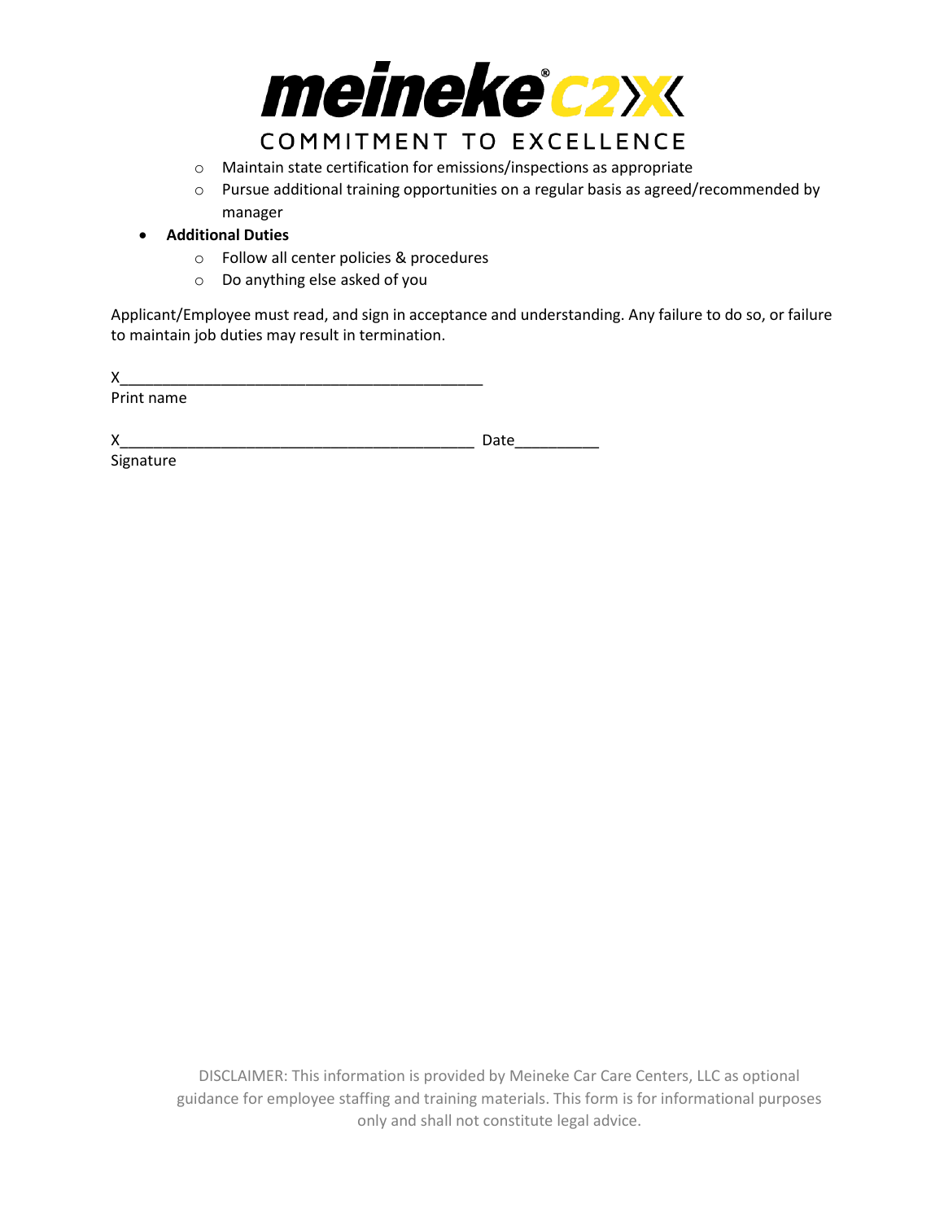- Maintain state certification for emissions/inspections as appropriate
  - Pursue additional training opportunities on a regular basis as agreed/recommended by manager
- **Additional Duties**
  - Follow all center policies & procedures
  - Do anything else asked of you

Applicant/Employee must read, and sign in acceptance and understanding. Any failure to do so, or failure to maintain job duties may result in termination.

X___________________________________________
Print name

X___________________________________________ Date__________
Signature

DISCLAIMER: This information is provided by Meineke Car Care Centers, LLC as optional guidance for employee staffing and training materials. This form is for informational purposes only and shall not constitute legal advice.